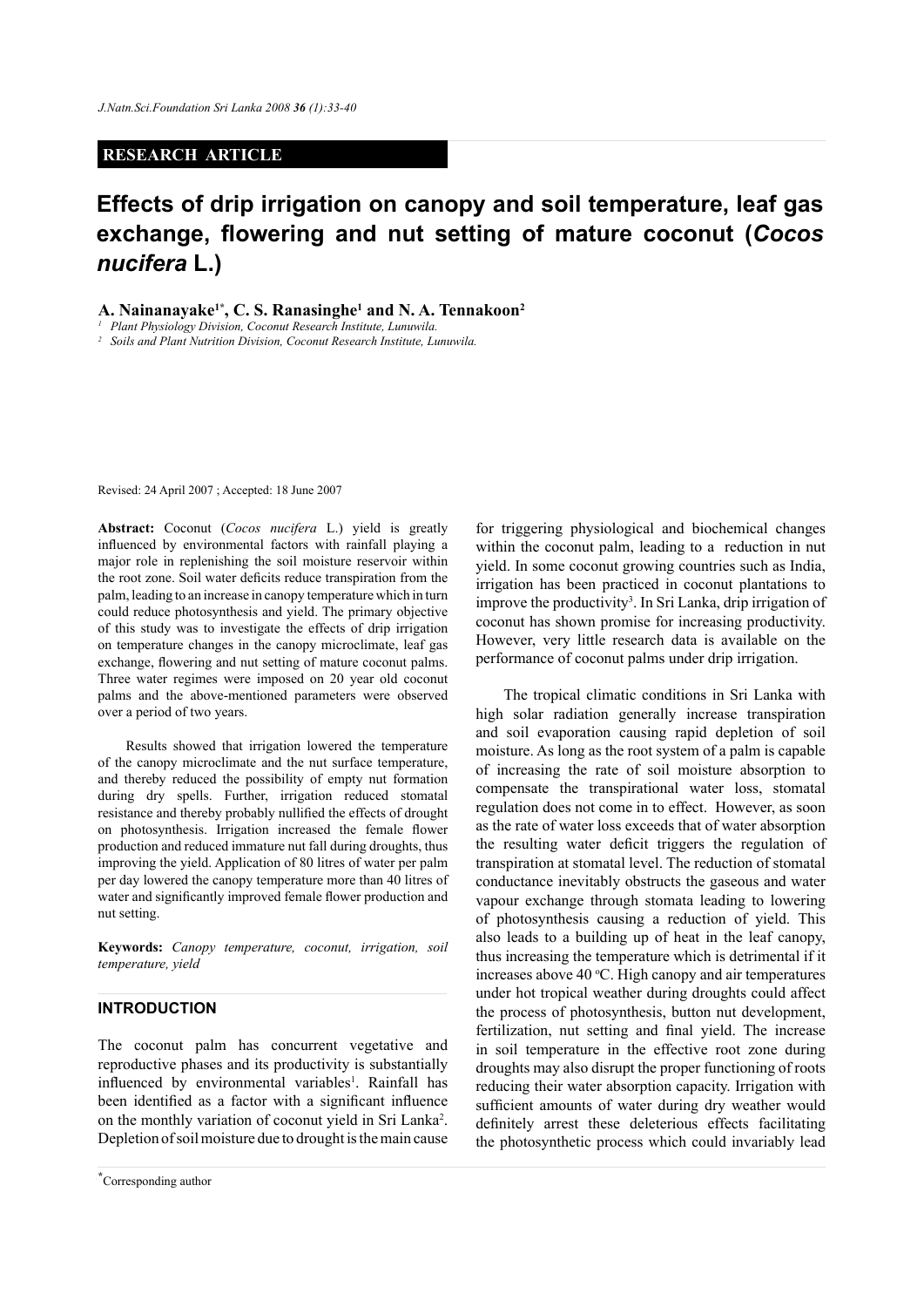RESEARCH ARTICLE

# Effects of drip irrigation on canopy and soil temperature, leaf gas exchange, flowering and nut setting of mature coconut (*Cocos nucifera* L.)

**A. Nainanayake[1*], C. S. Ranasinghe[1] and N. A. Tennakoon[2]**

[1] *Plant Physiology Division, Coconut Research Institute, Lunuwila.*

[2] *Soils and Plant Nutrition Division, Coconut Research Institute, Lunuwila.*

Revised: 24 April 2007 ; Accepted: 18 June 2007

**Abstract:** Coconut (*Cocos nucifera* L.) yield is greatly influenced by environmental factors with rainfall playing a major role in replenishing the soil moisture reservoir within the root zone. Soil water deficits reduce transpiration from the palm, leading to an increase in canopy temperature which in turn could reduce photosynthesis and yield. The primary objective of this study was to investigate the effects of drip irrigation on temperature changes in the canopy microclimate, leaf gas exchange, flowering and nut setting of mature coconut palms. Three water regimes were imposed on 20 year old coconut palms and the above-mentioned parameters were observed over a period of two years.

Results showed that irrigation lowered the temperature of the canopy microclimate and the nut surface temperature, and thereby reduced the possibility of empty nut formation during dry spells. Further, irrigation reduced stomatal resistance and thereby probably nullified the effects of drought on photosynthesis. Irrigation increased the female flower production and reduced immature nut fall during droughts, thus improving the yield. Application of 80 litres of water per palm per day lowered the canopy temperature more than 40 litres of water and significantly improved female flower production and nut setting.

**Keywords:** *Canopy temperature, coconut, irrigation, soil temperature, yield*

## INTRODUCTION

The coconut palm has concurrent vegetative and reproductive phases and its productivity is substantially influenced by environmental variables[1]. Rainfall has been identified as a factor with a significant influence on the monthly variation of coconut yield in Sri Lanka[2]. Depletion of soil moisture due to drought is the main cause for triggering physiological and biochemical changes within the coconut palm, leading to a reduction in nut yield. In some coconut growing countries such as India, irrigation has been practiced in coconut plantations to improve the productivity[3]. In Sri Lanka, drip irrigation of coconut has shown promise for increasing productivity. However, very little research data is available on the performance of coconut palms under drip irrigation.

The tropical climatic conditions in Sri Lanka with high solar radiation generally increase transpiration and soil evaporation causing rapid depletion of soil moisture. As long as the root system of a palm is capable of increasing the rate of soil moisture absorption to compensate the transpirational water loss, stomatal regulation does not come in to effect. However, as soon as the rate of water loss exceeds that of water absorption the resulting water deficit triggers the regulation of transpiration at stomatal level. The reduction of stomatal conductance inevitably obstructs the gaseous and water vapour exchange through stomata leading to lowering of photosynthesis causing a reduction of yield. This also leads to a building up of heat in the leaf canopy, thus increasing the temperature which is detrimental if it increases above 40 $^{o}$C. High canopy and air temperatures under hot tropical weather during droughts could affect the process of photosynthesis, button nut development, fertilization, nut setting and final yield. The increase in soil temperature in the effective root zone during droughts may also disrupt the proper functioning of roots reducing their water absorption capacity. Irrigation with sufficient amounts of water during dry weather would definitely arrest these deleterious effects facilitating the photosynthetic process which could invariably lead

*Corresponding author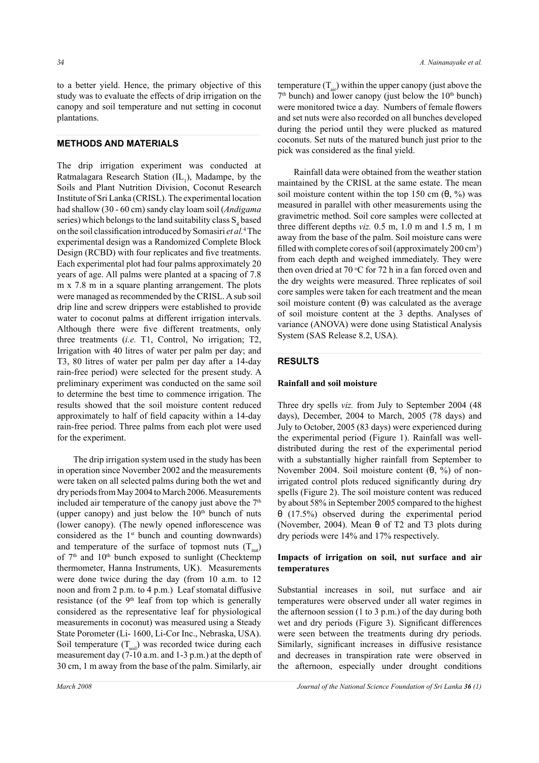to a better yield. Hence, the primary objective of this study was to evaluate the effects of drip irrigation on the canopy and soil temperature and nut setting in coconut plantations.

## METHODS AND MATERIALS

The drip irrigation experiment was conducted at Ratmalagara Research Station ($IL_1$), Madampe, by the Soils and Plant Nutrition Division, Coconut Research Institute of Sri Lanka (CRISL). The experimental location had shallow (30 - 60 cm) sandy clay loam soil (*Andigama* series) which belongs to the land suitability class $S_4$ based on the soil classification introduced by Somasiri *et al.*[4] The experimental design was a Randomized Complete Block Design (RCBD) with four replicates and five treatments. Each experimental plot had four palms approximately 20 years of age. All palms were planted at a spacing of 7.8 m x 7.8 m in a square planting arrangement. The plots were managed as recommended by the CRISL. A sub soil drip line and screw drippers were established to provide water to coconut palms at different irrigation intervals. Although there were five different treatments, only three treatments (*i.e.* T1, Control, No irrigation; T2, Irrigation with 40 litres of water per palm per day; and T3, 80 litres of water per palm per day after a 14-day rain-free period) were selected for the present study. A preliminary experiment was conducted on the same soil to determine the best time to commence irrigation. The results showed that the soil moisture content reduced approximately to half of field capacity within a 14-day rain-free period. Three palms from each plot were used for the experiment.

The drip irrigation system used in the study has been in operation since November 2002 and the measurements were taken on all selected palms during both the wet and dry periods from May 2004 to March 2006. Measurements included air temperature of the canopy just above the 7th (upper canopy) and just below the 10th bunch of nuts (lower canopy). (The newly opened inflorescence was considered as the 1st bunch and counting downwards) and temperature of the surface of topmost nuts ($T_{nut}$) of 7th and 10th bunch exposed to sunlight (Checktemp thermometer, Hanna Instruments, UK). Measurements were done twice during the day (from 10 a.m. to 12 noon and from 2 p.m. to 4 p.m.) Leaf stomatal diffusive resistance (of the 9th leaf from top which is generally considered as the representative leaf for physiological measurements in coconut) was measured using a Steady State Porometer (Li- 1600, Li-Cor Inc., Nebraska, USA). Soil temperature ($T_{soil}$) was recorded twice during each measurement day (7-10 a.m. and 1-3 p.m.) at the depth of 30 cm, 1 m away from the base of the palm. Similarly, air temperature ($T_{air}$) within the upper canopy (just above the 7th bunch) and lower canopy (just below the 10th bunch) were monitored twice a day. Numbers of female flowers and set nuts were also recorded on all bunches developed during the period until they were plucked as matured coconuts. Set nuts of the matured bunch just prior to the pick was considered as the final yield.

Rainfall data were obtained from the weather station maintained by the CRISL at the same estate. The mean soil moisture content within the top 150 cm ($\theta$, %) was measured in parallel with other measurements using the gravimetric method. Soil core samples were collected at three different depths *viz.* 0.5 m, 1.0 m and 1.5 m, 1 m away from the base of the palm. Soil moisture cans were filled with complete cores of soil (approximately 200 $cm^3$) from each depth and weighed immediately. They were then oven dried at 70 $^oC$ for 72 h in a fan forced oven and the dry weights were measured. Three replicates of soil core samples were taken for each treatment and the mean soil moisture content ($\theta$) was calculated as the average of soil moisture content at the 3 depths. Analyses of variance (ANOVA) were done using Statistical Analysis System (SAS Release 8.2, USA).

## RESULTS

### Rainfall and soil moisture

Three dry spells *viz.* from July to September 2004 (48 days), December, 2004 to March, 2005 (78 days) and July to October, 2005 (83 days) were experienced during the experimental period (Figure 1). Rainfall was well-distributed during the rest of the experimental period with a substantially higher rainfall from September to November 2004. Soil moisture content ($\theta$, %) of non-irrigated control plots reduced significantly during dry spells (Figure 2). The soil moisture content was reduced by about 58% in September 2005 compared to the highest $\theta$ (17.5%) observed during the experimental period (November, 2004). Mean $\theta$ of T2 and T3 plots during dry periods were 14% and 17% respectively.

### Impacts of irrigation on soil, nut surface and air temperatures

Substantial increases in soil, nut surface and air temperatures were observed under all water regimes in the afternoon session (1 to 3 p.m.) of the day during both wet and dry periods (Figure 3). Significant differences were seen between the treatments during dry periods. Similarly, significant increases in diffusive resistance and decreases in transpiration rate were observed in the afternoon, especially under drought conditions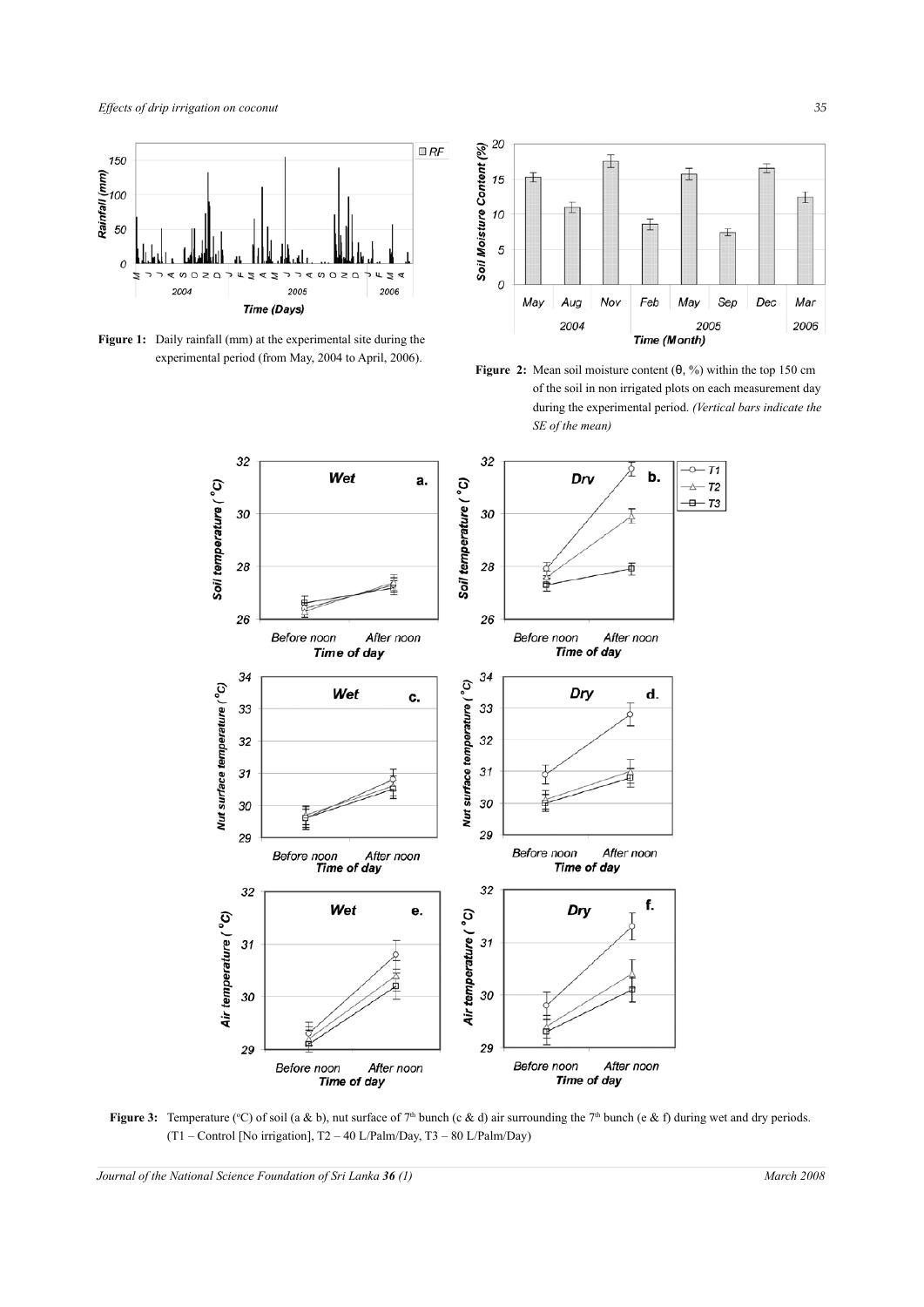**Figure 1:** Daily rainfall (mm) at the experimental site during the experimental period (from May, 2004 to April, 2006).

**Figure 2:** Mean soil moisture content (θ, %) within the top 150 cm of the soil in non irrigated plots on each measurement day during the experimental period. *(Vertical bars indicate the SE of the mean)*

**Figure 3:** Temperature (°C) of soil (a & b), nut surface of 7[th] bunch (c & d) air surrounding the 7[th] bunch (e & f) during wet and dry periods. (T1 – Control [No irrigation], T2 – 40 L/Palm/Day, T3 – 80 L/Palm/Day)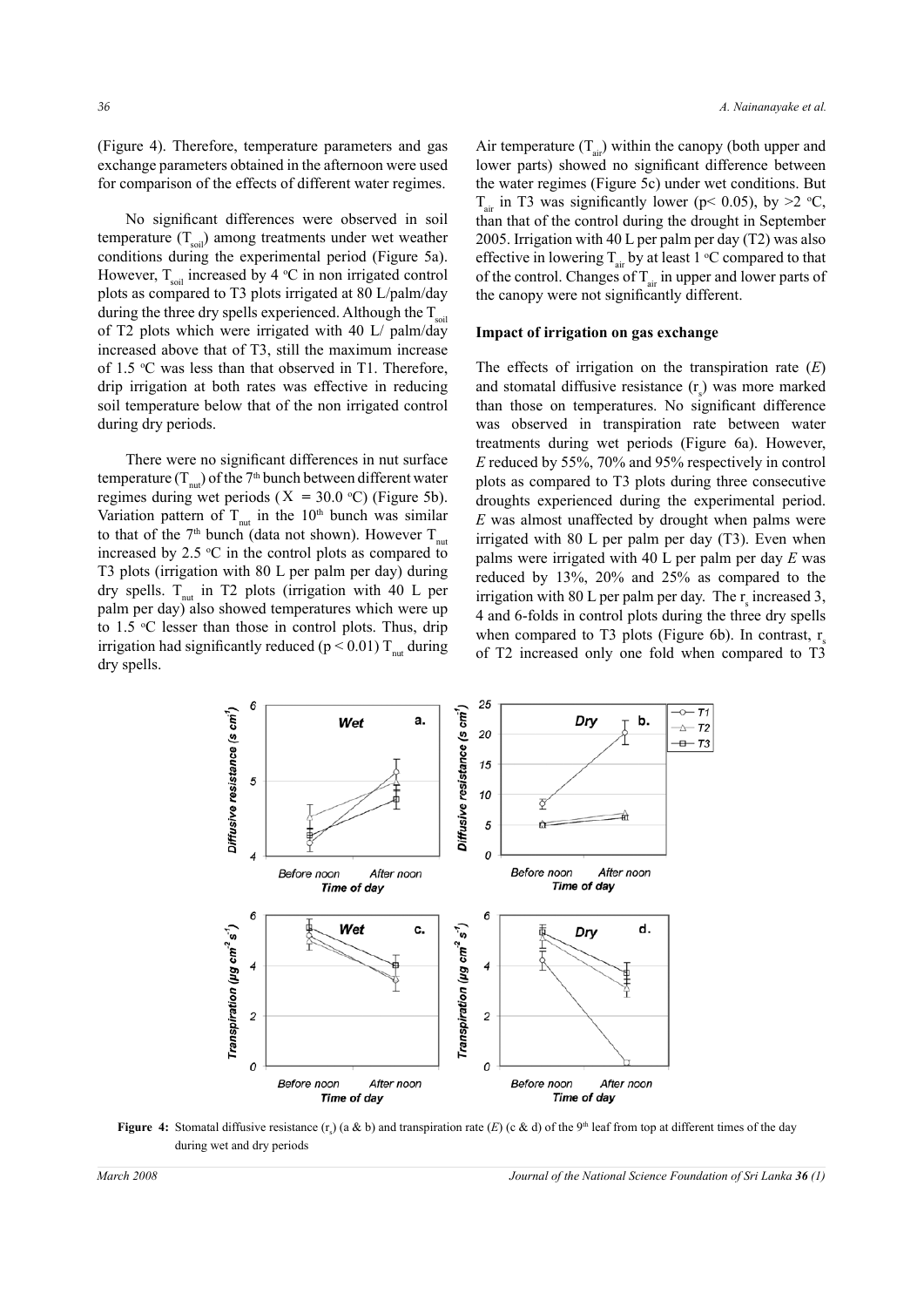(Figure 4). Therefore, temperature parameters and gas exchange parameters obtained in the afternoon were used for comparison of the effects of different water regimes.

No significant differences were observed in soil temperature ($T_{soil}$) among treatments under wet weather conditions during the experimental period (Figure 5a). However, $T_{soil}$ increased by 4 °C in non irrigated control plots as compared to T3 plots irrigated at 80 L/palm/day during the three dry spells experienced. Although the $T_{soil}$ of T2 plots which were irrigated with 40 L/ palm/day increased above that of T3, still the maximum increase of 1.5 °C was less than that observed in T1. Therefore, drip irrigation at both rates was effective in reducing soil temperature below that of the non irrigated control during dry periods.

There were no significant differences in nut surface temperature ($T_{nut}$) of the 7th bunch between different water regimes during wet periods ($\bar{X}$ = 30.0 °C) (Figure 5b). Variation pattern of $T_{nut}$ in the 10th bunch was similar to that of the 7th bunch (data not shown). However $T_{nut}$ increased by 2.5 °C in the control plots as compared to T3 plots (irrigation with 80 L per palm per day) during dry spells. $T_{nut}$ in T2 plots (irrigation with 40 L per palm per day) also showed temperatures which were up to 1.5 °C lesser than those in control plots. Thus, drip irrigation had significantly reduced ($p < 0.01$) $T_{nut}$ during dry spells.

Air temperature ($T_{air}$) within the canopy (both upper and lower parts) showed no significant difference between the water regimes (Figure 5c) under wet conditions. But $T_{air}$ in T3 was significantly lower ($p < 0.05$), by >2 °C, than that of the control during the drought in September 2005. Irrigation with 40 L per palm per day (T2) was also effective in lowering $T_{air}$ by at least 1 °C compared to that of the control. Changes of $T_{air}$ in upper and lower parts of the canopy were not significantly different.

### Impact of irrigation on gas exchange

The effects of irrigation on the transpiration rate ($E$) and stomatal diffusive resistance ($r_s$) was more marked than those on temperatures. No significant difference was observed in transpiration rate between water treatments during wet periods (Figure 6a). However, $E$ reduced by 55%, 70% and 95% respectively in control plots as compared to T3 plots during three consecutive droughts experienced during the experimental period. $E$ was almost unaffected by drought when palms were irrigated with 80 L per palm per day (T3). Even when palms were irrigated with 40 L per palm per day $E$ was reduced by 13%, 20% and 25% as compared to the irrigation with 80 L per palm per day. The $r_s$ increased 3, 4 and 6-folds in control plots during the three dry spells when compared to T3 plots (Figure 6b). In contrast, $r_s$ of T2 increased only one fold when compared to T3

**Figure 4:** Stomatal diffusive resistance ($r_s$) (a & b) and transpiration rate ($E$) (c & d) of the 9th leaf from top at different times of the day during wet and dry periods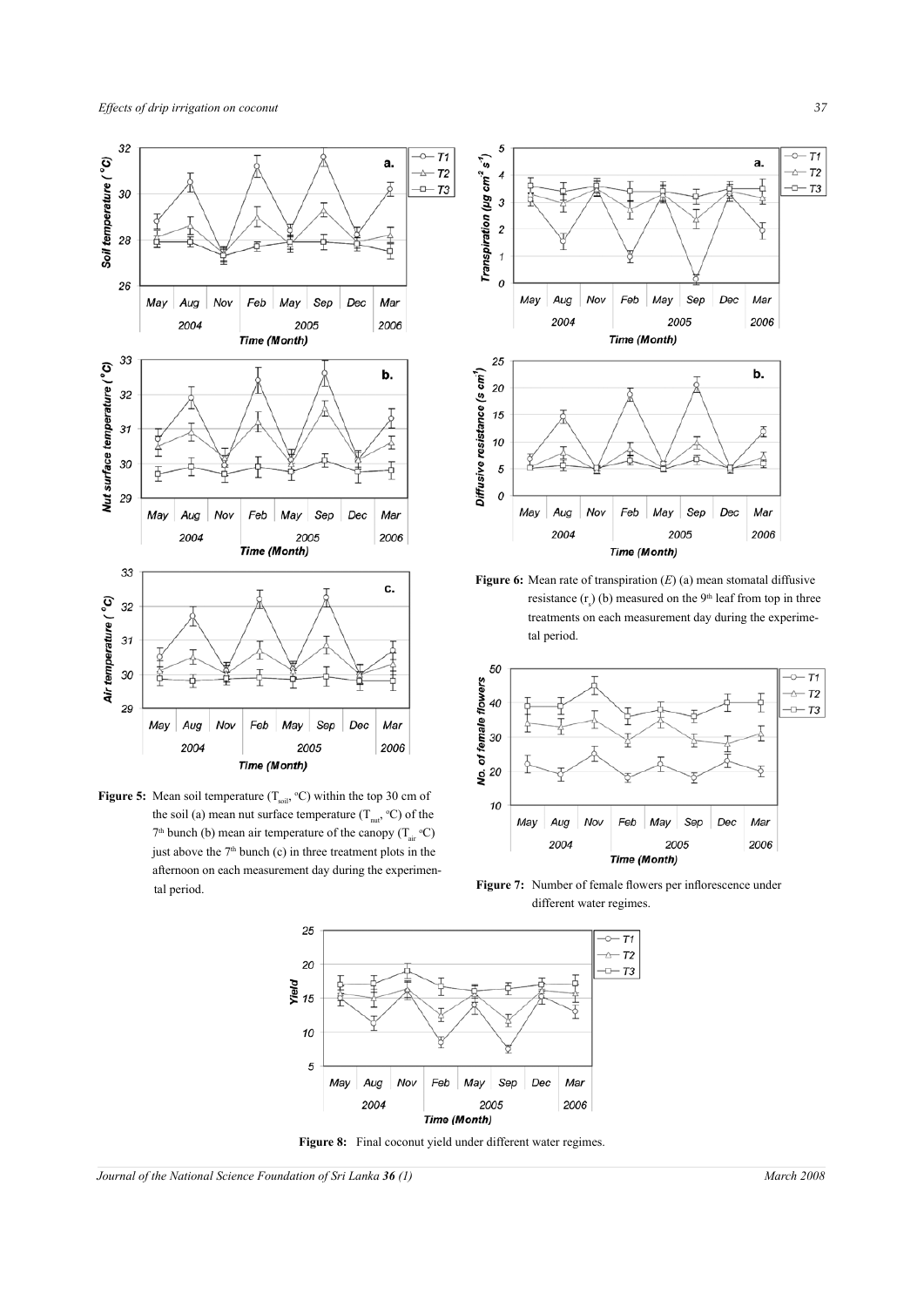**Figure 5:** Mean soil temperature ($T_{soil}$, °C) within the top 30 cm of the soil (a) mean nut surface temperature ($T_{nut}$, °C) of the 7th bunch (b) mean air temperature of the canopy ($T_{air}$ °C) just above the 7th bunch (c) in three treatment plots in the afternoon on each measurement day during the experimental period.

**Figure 6:** Mean rate of transpiration ($E$) (a) mean stomatal diffusive resistance ($r_s$) (b) measured on the 9th leaf from top in three treatments on each measurement day during the experimental period.

**Figure 7:** Number of female flowers per inflorescence under different water regimes.

**Figure 8:** Final coconut yield under different water regimes.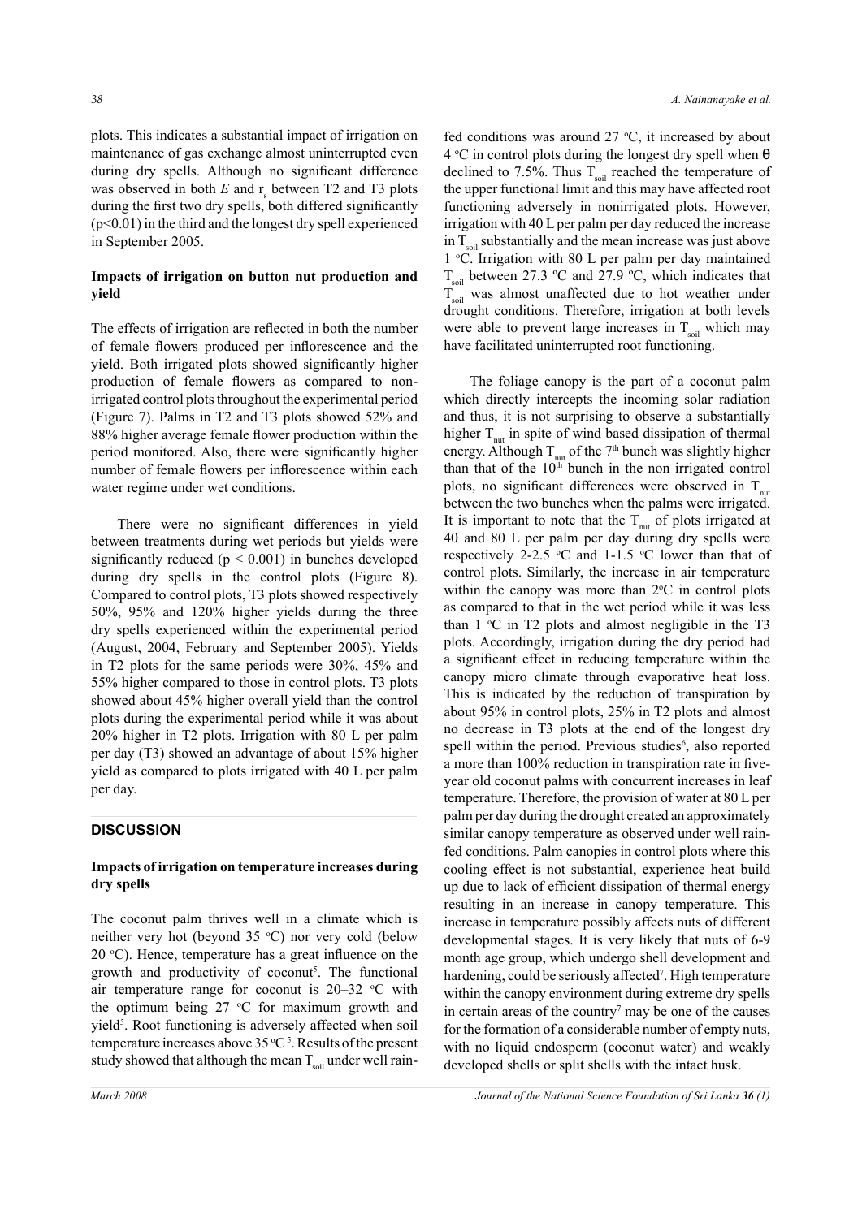plots. This indicates a substantial impact of irrigation on maintenance of gas exchange almost uninterrupted even during dry spells. Although no significant difference was observed in both $E$ and $r_s$ between T2 and T3 plots during the first two dry spells, both differed significantly ($p<0.01$) in the third and the longest dry spell experienced in September 2005.

### Impacts of irrigation on button nut production and yield

The effects of irrigation are reflected in both the number of female flowers produced per inflorescence and the yield. Both irrigated plots showed significantly higher production of female flowers as compared to non-irrigated control plots throughout the experimental period (Figure 7). Palms in T2 and T3 plots showed 52% and 88% higher average female flower production within the period monitored. Also, there were significantly higher number of female flowers per inflorescence within each water regime under wet conditions.

There were no significant differences in yield between treatments during wet periods but yields were significantly reduced ($p < 0.001$) in bunches developed during dry spells in the control plots (Figure 8). Compared to control plots, T3 plots showed respectively 50%, 95% and 120% higher yields during the three dry spells experienced within the experimental period (August, 2004, February and September 2005). Yields in T2 plots for the same periods were 30%, 45% and 55% higher compared to those in control plots. T3 plots showed about 45% higher overall yield than the control plots during the experimental period while it was about 20% higher in T2 plots. Irrigation with 80 L per palm per day (T3) showed an advantage of about 15% higher yield as compared to plots irrigated with 40 L per palm per day.

## DISCUSSION

### Impacts of irrigation on temperature increases during dry spells

The coconut palm thrives well in a climate which is neither very hot (beyond 35 °C) nor very cold (below 20 °C). Hence, temperature has a great influence on the growth and productivity of coconut[5]. The functional air temperature range for coconut is 20–32 °C with the optimum being 27 °C for maximum growth and yield[5]. Root functioning is adversely affected when soil temperature increases above 35 °C [5]. Results of the present study showed that although the mean $T_{soil}$ under well rain-fed conditions was around 27 °C, it increased by about 4 °C in control plots during the longest dry spell when θ declined to 7.5%. Thus $T_{soil}$ reached the temperature of the upper functional limit and this may have affected root functioning adversely in nonirrigated plots. However, irrigation with 40 L per palm per day reduced the increase in $T_{soil}$ substantially and the mean increase was just above 1 °C. Irrigation with 80 L per palm per day maintained $T_{soil}$ between 27.3 ºC and 27.9 ºC, which indicates that $T_{soil}$ was almost unaffected due to hot weather under drought conditions. Therefore, irrigation at both levels were able to prevent large increases in $T_{soil}$ which may have facilitated uninterrupted root functioning.

The foliage canopy is the part of a coconut palm which directly intercepts the incoming solar radiation and thus, it is not surprising to observe a substantially higher $T_{nut}$ in spite of wind based dissipation of thermal energy. Although $T_{nut}$ of the 7th bunch was slightly higher than that of the 10th bunch in the non irrigated control plots, no significant differences were observed in $T_{nut}$ between the two bunches when the palms were irrigated. It is important to note that the $T_{nut}$ of plots irrigated at 40 and 80 L per palm per day during dry spells were respectively 2-2.5 °C and 1-1.5 °C lower than that of control plots. Similarly, the increase in air temperature within the canopy was more than 2°C in control plots as compared to that in the wet period while it was less than 1 °C in T2 plots and almost negligible in the T3 plots. Accordingly, irrigation during the dry period had a significant effect in reducing temperature within the canopy micro climate through evaporative heat loss. This is indicated by the reduction of transpiration by about 95% in control plots, 25% in T2 plots and almost no decrease in T3 plots at the end of the longest dry spell within the period. Previous studies[6], also reported a more than 100% reduction in transpiration rate in five-year old coconut palms with concurrent increases in leaf temperature. Therefore, the provision of water at 80 L per palm per day during the drought created an approximately similar canopy temperature as observed under well rain-fed conditions. Palm canopies in control plots where this cooling effect is not substantial, experience heat build up due to lack of efficient dissipation of thermal energy resulting in an increase in canopy temperature. This increase in temperature possibly affects nuts of different developmental stages. It is very likely that nuts of 6-9 month age group, which undergo shell development and hardening, could be seriously affected[7]. High temperature within the canopy environment during extreme dry spells in certain areas of the country[7] may be one of the causes for the formation of a considerable number of empty nuts, with no liquid endosperm (coconut water) and weakly developed shells or split shells with the intact husk.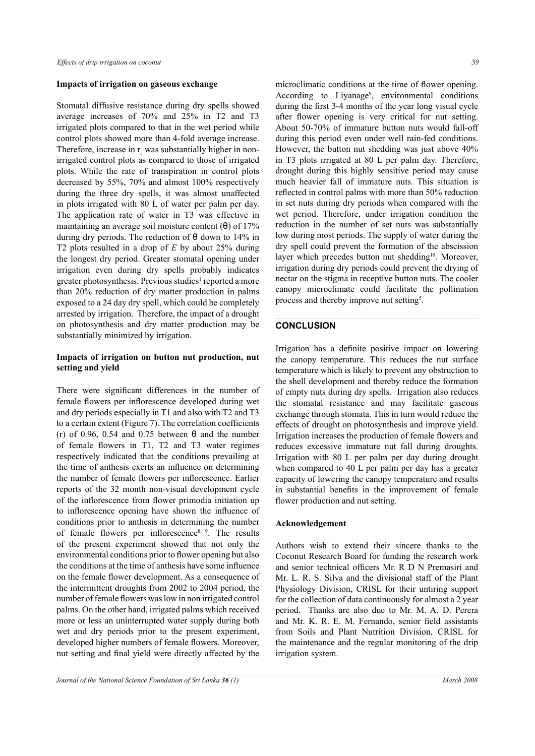**Impacts of irrigation on gaseous exchange**

Stomatal diffusive resistance during dry spells showed average increases of 70% and 25% in T2 and T3 irrigated plots compared to that in the wet period while control plots showed more than 4-fold average increase. Therefore, increase in $r_s$ was substantially higher in non-irrigated control plots as compared to those of irrigated plots. While the rate of transpiration in control plots decreased by 55%, 70% and almost 100% respectively during the three dry spells, it was almost unaffected in plots irrigated with 80 L of water per palm per day. The application rate of water in T3 was effective in maintaining an average soil moisture content ($\theta$) of 17% during dry periods. The reduction of $\theta$ down to 14% in T2 plots resulted in a drop of $E$ by about 25% during the longest dry period. Greater stomatal opening under irrigation even during dry spells probably indicates greater photosynthesis. Previous studies[1] reported a more than 20% reduction of dry matter production in palms exposed to a 24 day dry spell, which could be completely arrested by irrigation. Therefore, the impact of a drought on photosynthesis and dry matter production may be substantially minimized by irrigation.

**Impacts of irrigation on button nut production, nut setting and yield**

There were significant differences in the number of female flowers per inflorescence developed during wet and dry periods especially in T1 and also with T2 and T3 to a certain extent (Figure 7). The correlation coefficients (r) of 0.96, 0.54 and 0.75 between $\theta$ and the number of female flowers in T1, T2 and T3 water regimes respectively indicated that the conditions prevailing at the time of anthesis exerts an influence on determining the number of female flowers per inflorescence. Earlier reports of the 32 month non-visual development cycle of the inflorescence from flower primodia initiation up to inflorescence opening have shown the influence of conditions prior to anthesis in determining the number of female flowers per inflorescence[8, 9]. The results of the present experiment showed that not only the environmental conditions prior to flower opening but also the conditions at the time of anthesis have some influence on the female flower development. As a consequence of the intermittent droughts from 2002 to 2004 period, the number of female flowers was low in non irrigated control palms. On the other hand, irrigated palms which received more or less an uninterrupted water supply during both wet and dry periods prior to the present experiment, developed higher numbers of female flowers. Moreover, nut setting and final yield were directly affected by the microclimatic conditions at the time of flower opening. According to Liyanage[9], environmental conditions during the first 3-4 months of the year long visual cycle after flower opening is very critical for nut setting. About 50-70% of immature button nuts would fall-off during this period even under well rain-fed conditions. However, the button nut shedding was just above 40% in T3 plots irrigated at 80 L per palm day. Therefore, drought during this highly sensitive period may cause much heavier fall of immature nuts. This situation is reflected in control palms with more than 50% reduction in set nuts during dry periods when compared with the wet period. Therefore, under irrigation condition the reduction in the number of set nuts was substantially low during most periods. The supply of water during the dry spell could prevent the formation of the abscission layer which precedes button nut shedding[10]. Moreover, irrigation during dry periods could prevent the drying of nectar on the stigma in receptive button nuts. The cooler canopy microclimate could facilitate the pollination process and thereby improve nut setting[5].

## CONCLUSION

Irrigation has a definite positive impact on lowering the canopy temperature. This reduces the nut surface temperature which is likely to prevent any obstruction to the shell development and thereby reduce the formation of empty nuts during dry spells. Irrigation also reduces the stomatal resistance and may facilitate gaseous exchange through stomata. This in turn would reduce the effects of drought on photosynthesis and improve yield. Irrigation increases the production of female flowers and reduces excessive immature nut fall during droughts. Irrigation with 80 L per palm per day during drought when compared to 40 L per palm per day has a greater capacity of lowering the canopy temperature and results in substantial benefits in the improvement of female flower production and nut setting.

**Acknowledgement**

Authors wish to extend their sincere thanks to the Coconut Research Board for funding the research work and senior technical officers Mr. R D N Premasiri and Mr. L. R. S. Silva and the divisional staff of the Plant Physiology Division, CRISL for their untiring support for the collection of data continuously for almost a 2 year period. Thanks are also due to Mr. M. A. D. Perera and Mr. K. R. E. M. Fernando, senior field assistants from Soils and Plant Nutrition Division, CRISL for the maintenance and the regular monitoring of the drip irrigation system.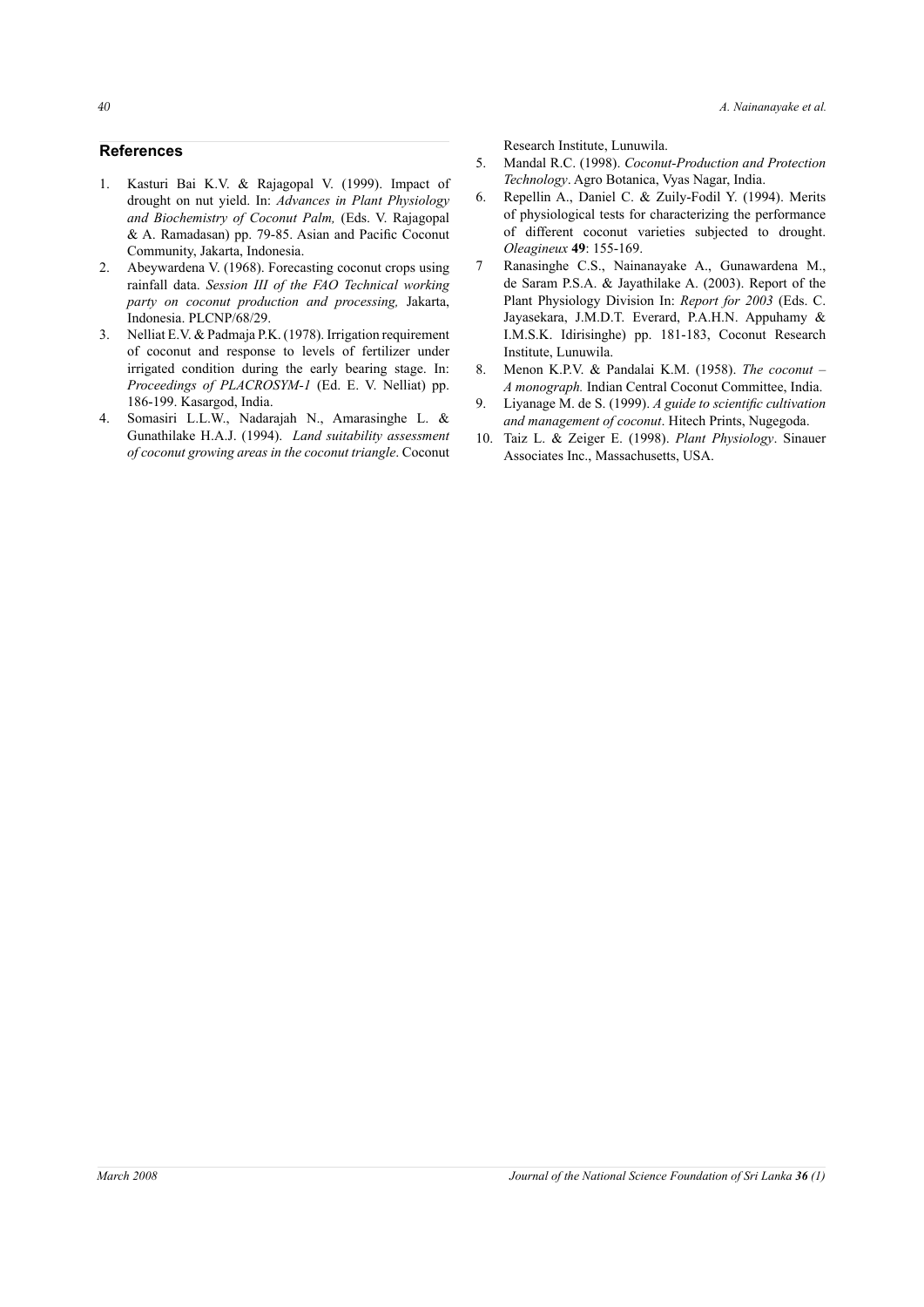## References

1. Kasturi Bai K.V. & Rajagopal V. (1999). Impact of drought on nut yield. In: *Advances in Plant Physiology and Biochemistry of Coconut Palm,* (Eds. V. Rajagopal & A. Ramadasan) pp. 79-85. Asian and Pacific Coconut Community, Jakarta, Indonesia.
2. Abeywardena V. (1968). Forecasting coconut crops using rainfall data. *Session III of the FAO Technical working party on coconut production and processing,* Jakarta, Indonesia. PLCNP/68/29.
3. Nelliat E.V. & Padmaja P.K. (1978). Irrigation requirement of coconut and response to levels of fertilizer under irrigated condition during the early bearing stage. In: *Proceedings of PLACROSYM-1* (Ed. E. V. Nelliat) pp. 186-199. Kasargod, India.
4. Somasiri L.L.W., Nadarajah N., Amarasinghe L. & Gunathilake H.A.J. (1994). *Land suitability assessment of coconut growing areas in the coconut triangle*. Coconut Research Institute, Lunuwila.
5. Mandal R.C. (1998). *Coconut-Production and Protection Technology*. Agro Botanica, Vyas Nagar, India.
6. Repellin A., Daniel C. & Zuily-Fodil Y. (1994). Merits of physiological tests for characterizing the performance of different coconut varieties subjected to drought. *Oleagineux* **49**: 155-169.
7. Ranasinghe C.S., Nainanayake A., Gunawardena M., de Saram P.S.A. & Jayathilake A. (2003). Report of the Plant Physiology Division In: *Report for 2003* (Eds. C. Jayasekara, J.M.D.T. Everard, P.A.H.N. Appuhamy & I.M.S.K. Idirisinghe) pp. 181-183, Coconut Research Institute, Lunuwila.
8. Menon K.P.V. & Pandalai K.M. (1958). *The coconut – A monograph.* Indian Central Coconut Committee, India.
9. Liyanage M. de S. (1999). *A guide to scientific cultivation and management of coconut*. Hitech Prints, Nugegoda.
10. Taiz L. & Zeiger E. (1998). *Plant Physiology*. Sinauer Associates Inc., Massachusetts, USA.